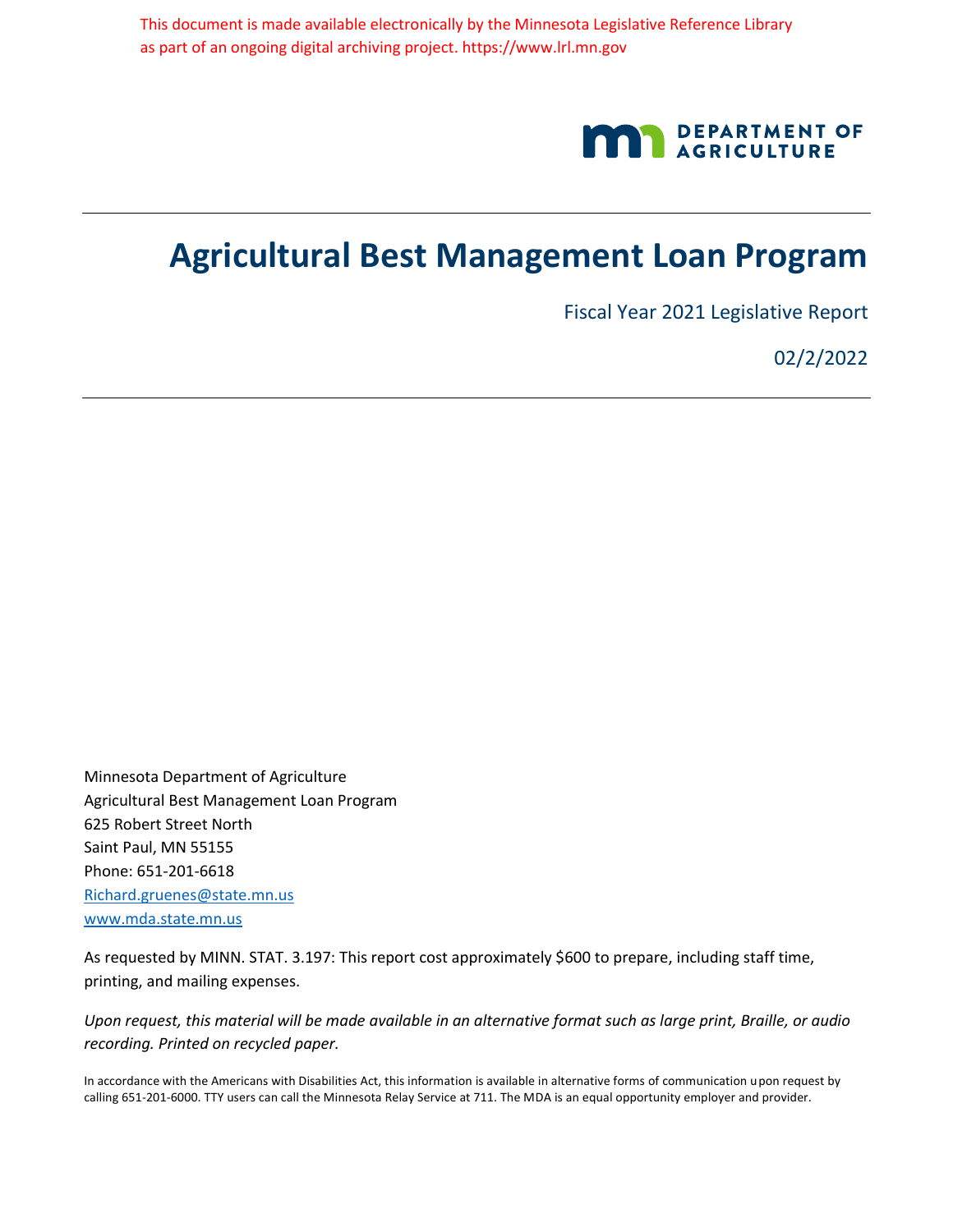This document is made available electronically by the Minnesota Legislative Reference Library as part of an ongoing digital archiving project. https://www.lrl.mn.gov

DEPARTMENT OF AGRICULTURE

# Agricultural Best Management Loan Program

Fiscal Year 2021 Legislative Report

02/2/2022

Minnesota Department of Agriculture
Agricultural Best Management Loan Program
625 Robert Street North
Saint Paul, MN 55155
Phone: 651-201-6618
Richard.gruenes@state.mn.us
www.mda.state.mn.us

As requested by MINN. STAT. 3.197: This report cost approximately $600 to prepare, including staff time, printing, and mailing expenses.

*Upon request, this material will be made available in an alternative format such as large print, Braille, or audio recording. Printed on recycled paper.*

In accordance with the Americans with Disabilities Act, this information is available in alternative forms of communication upon request by calling 651-201-6000. TTY users can call the Minnesota Relay Service at 711. The MDA is an equal opportunity employer and provider.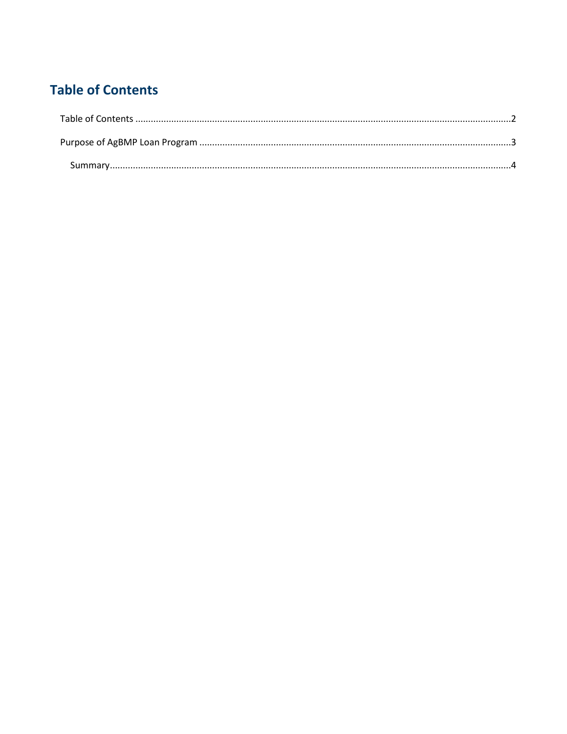# Table of Contents

Table of Contents ........................................................................................................................................2

Purpose of AgBMP Loan Program ...............................................................................................................3

Summary..................................................................................................................................................4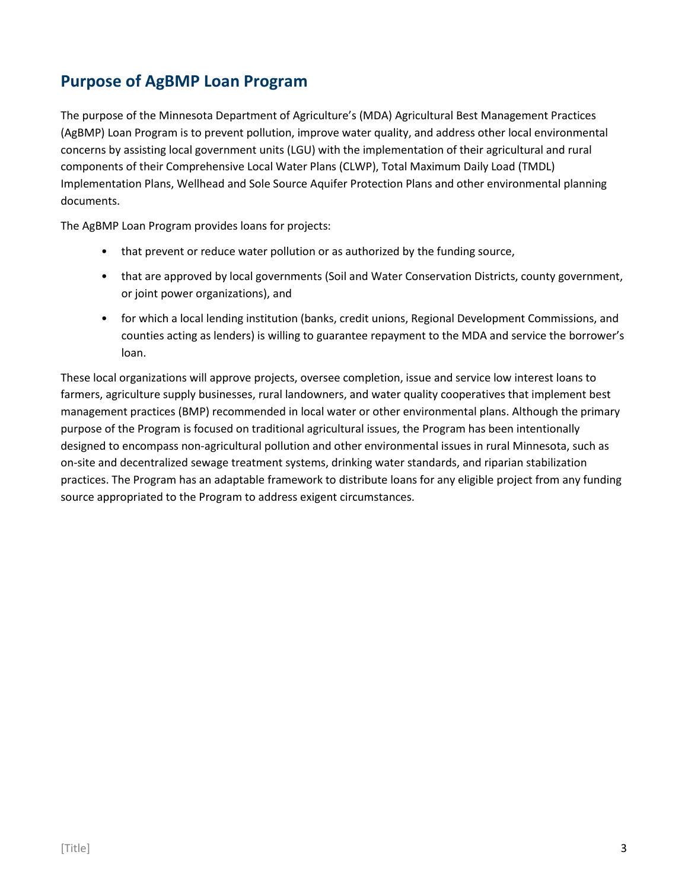## Purpose of AgBMP Loan Program

The purpose of the Minnesota Department of Agriculture's (MDA) Agricultural Best Management Practices (AgBMP) Loan Program is to prevent pollution, improve water quality, and address other local environmental concerns by assisting local government units (LGU) with the implementation of their agricultural and rural components of their Comprehensive Local Water Plans (CLWP), Total Maximum Daily Load (TMDL) Implementation Plans, Wellhead and Sole Source Aquifer Protection Plans and other environmental planning documents.

The AgBMP Loan Program provides loans for projects:

- that prevent or reduce water pollution or as authorized by the funding source,
- that are approved by local governments (Soil and Water Conservation Districts, county government, or joint power organizations), and
- for which a local lending institution (banks, credit unions, Regional Development Commissions, and counties acting as lenders) is willing to guarantee repayment to the MDA and service the borrower's loan.

These local organizations will approve projects, oversee completion, issue and service low interest loans to farmers, agriculture supply businesses, rural landowners, and water quality cooperatives that implement best management practices (BMP) recommended in local water or other environmental plans. Although the primary purpose of the Program is focused on traditional agricultural issues, the Program has been intentionally designed to encompass non-agricultural pollution and other environmental issues in rural Minnesota, such as on-site and decentralized sewage treatment systems, drinking water standards, and riparian stabilization practices. The Program has an adaptable framework to distribute loans for any eligible project from any funding source appropriated to the Program to address exigent circumstances.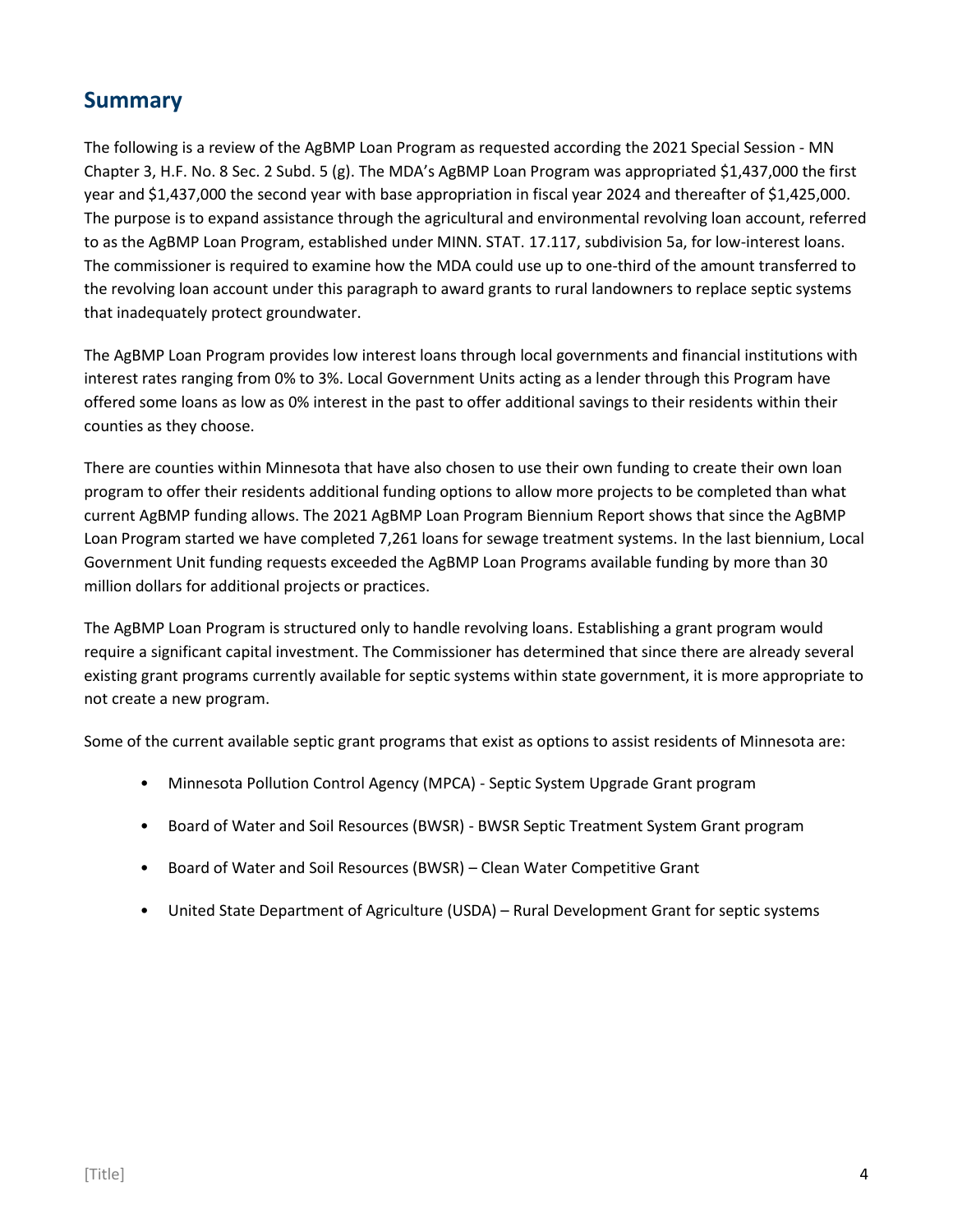## Summary

The following is a review of the AgBMP Loan Program as requested according the 2021 Special Session - MN Chapter 3, H.F. No. 8 Sec. 2 Subd. 5 (g). The MDA's AgBMP Loan Program was appropriated $1,437,000 the first year and $1,437,000 the second year with base appropriation in fiscal year 2024 and thereafter of $1,425,000. The purpose is to expand assistance through the agricultural and environmental revolving loan account, referred to as the AgBMP Loan Program, established under MINN. STAT. 17.117, subdivision 5a, for low-interest loans. The commissioner is required to examine how the MDA could use up to one-third of the amount transferred to the revolving loan account under this paragraph to award grants to rural landowners to replace septic systems that inadequately protect groundwater.

The AgBMP Loan Program provides low interest loans through local governments and financial institutions with interest rates ranging from 0% to 3%. Local Government Units acting as a lender through this Program have offered some loans as low as 0% interest in the past to offer additional savings to their residents within their counties as they choose.

There are counties within Minnesota that have also chosen to use their own funding to create their own loan program to offer their residents additional funding options to allow more projects to be completed than what current AgBMP funding allows. The 2021 AgBMP Loan Program Biennium Report shows that since the AgBMP Loan Program started we have completed 7,261 loans for sewage treatment systems. In the last biennium, Local Government Unit funding requests exceeded the AgBMP Loan Programs available funding by more than 30 million dollars for additional projects or practices.

The AgBMP Loan Program is structured only to handle revolving loans. Establishing a grant program would require a significant capital investment. The Commissioner has determined that since there are already several existing grant programs currently available for septic systems within state government, it is more appropriate to not create a new program.

Some of the current available septic grant programs that exist as options to assist residents of Minnesota are:

- Minnesota Pollution Control Agency (MPCA) - Septic System Upgrade Grant program
- Board of Water and Soil Resources (BWSR) - BWSR Septic Treatment System Grant program
- Board of Water and Soil Resources (BWSR) – Clean Water Competitive Grant
- United State Department of Agriculture (USDA) – Rural Development Grant for septic systems